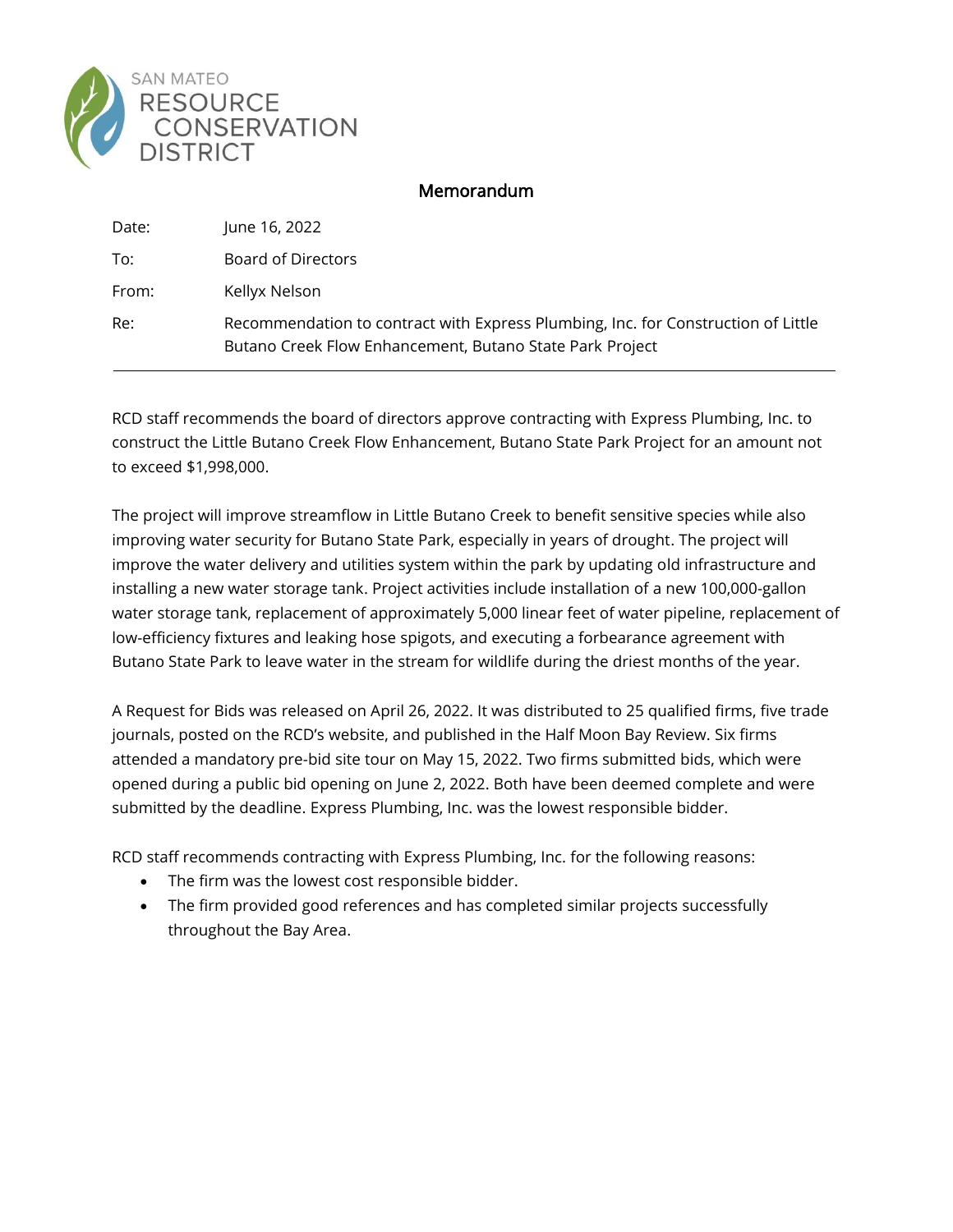SAN MATEO RESOURCE CONSERVATION DISTRICT

## Memorandum

| | |
|---|---|
| Date: | June 16, 2022 |
| To: | Board of Directors |
| From: | Kellyx Nelson |
| Re: | Recommendation to contract with Express Plumbing, Inc. for Construction of Little Butano Creek Flow Enhancement, Butano State Park Project |

RCD staff recommends the board of directors approve contracting with Express Plumbing, Inc. to construct the Little Butano Creek Flow Enhancement, Butano State Park Project for an amount not to exceed $1,998,000.

The project will improve streamflow in Little Butano Creek to benefit sensitive species while also improving water security for Butano State Park, especially in years of drought. The project will improve the water delivery and utilities system within the park by updating old infrastructure and installing a new water storage tank. Project activities include installation of a new 100,000-gallon water storage tank, replacement of approximately 5,000 linear feet of water pipeline, replacement of low-efficiency fixtures and leaking hose spigots, and executing a forbearance agreement with Butano State Park to leave water in the stream for wildlife during the driest months of the year.

A Request for Bids was released on April 26, 2022. It was distributed to 25 qualified firms, five trade journals, posted on the RCD's website, and published in the Half Moon Bay Review. Six firms attended a mandatory pre-bid site tour on May 15, 2022. Two firms submitted bids, which were opened during a public bid opening on June 2, 2022. Both have been deemed complete and were submitted by the deadline. Express Plumbing, Inc. was the lowest responsible bidder.

RCD staff recommends contracting with Express Plumbing, Inc. for the following reasons:

- The firm was the lowest cost responsible bidder.
- The firm provided good references and has completed similar projects successfully throughout the Bay Area.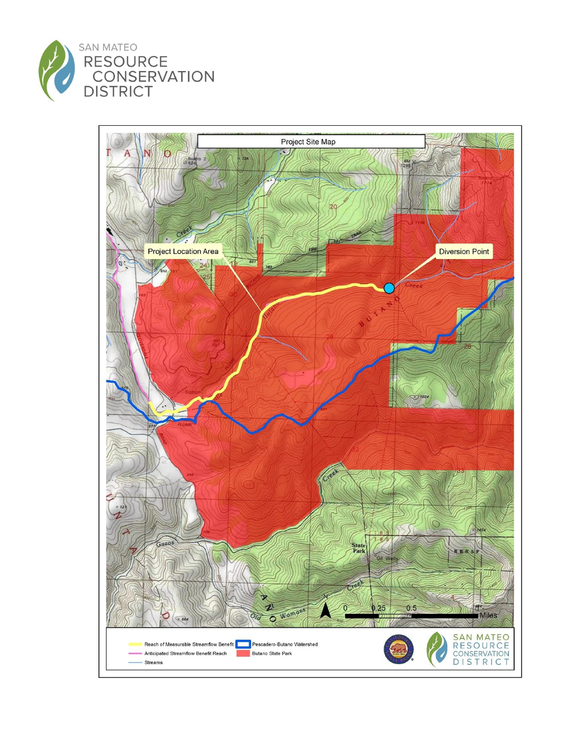SAN MATEO
RESOURCE
CONSERVATION
DISTRICT

Project Site Map

Project Location Area

Diversion Point

0 0.25 0.5 1 Miles

Reach of Measurable Streamflow Benefit

Anticipated Streamflow Benefit Reach

Streams

Pescadero-Butano Watershed

Butano State Park

SAN MATEO RESOURCE CONSERVATION DISTRICT